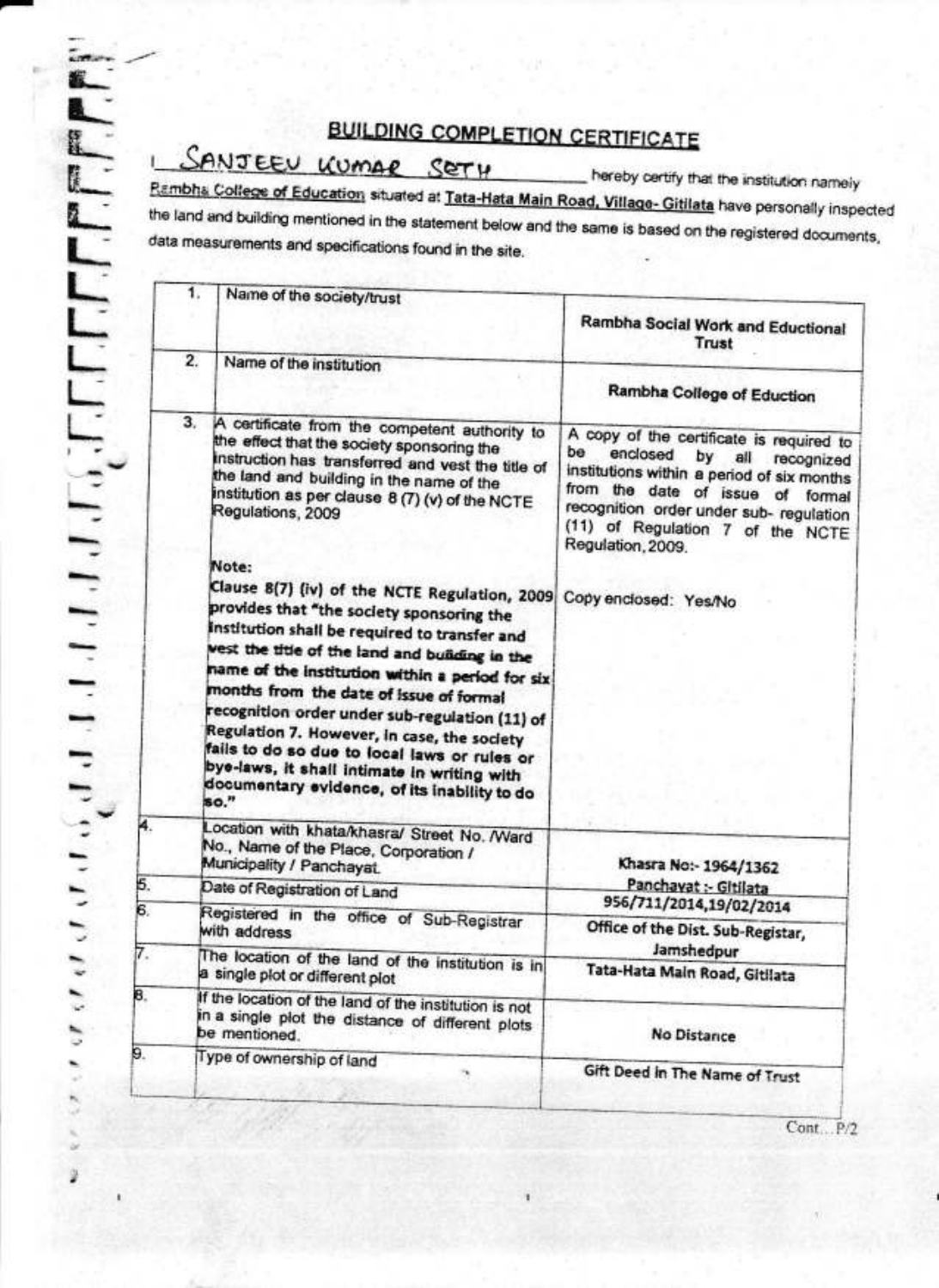# BUILDING COMPLETION CERTIFICATE

I SANJEEV KUMAR SETH hereby certify that the institution namely Rambha College of Education situated at Tata-Hata Main Road, Village- Gitilata have personally inspected the land and building mentioned in the statement below and the same is based on the registered documents, data measurements and specifications found in the site.

| | | |
|---|---|---|
| 1. | Name of the society/trust | Rambha Social Work and Eductional Trust |
| 2. | Name of the institution | Rambha College of Eduction |
| 3. | A certificate from the competent authority to the effect that the society sponsoring the instruction has transferred and vest the title of the land and building in the name of the institution as per clause 8 (7) (v) of the NCTE Regulations, 2009<br><br>Note:<br>**Clause 8(7) (iv) of the NCTE Regulation, 2009 provides that "the society sponsoring the institution shall be required to transfer and vest the title of the land and building in the name of the institution within a period for six months from the date of issue of formal recognition order under sub-regulation (11) of Regulation 7. However, in case, the society fails to do so due to local laws or rules or bye-laws, it shall intimate in writing with documentary evidence, of its inability to do so."** | A copy of the certificate is required to be enclosed by all recognized institutions within a period of six months from the date of issue of formal recognition order under sub- regulation (11) of Regulation 7 of the NCTE Regulation, 2009.<br><br>Copy enclosed: Yes/No |
| 4. | Location with khata/khasra/ Street No. /Ward No., Name of the Place, Corporation / Municipality / Panchayat. | Khasra No:- 1964/1362<br>Panchayat :- Gitilata |
| 5. | Date of Registration of Land | 956/711/2014,19/02/2014 |
| 6. | Registered in the office of Sub-Registrar with address | Office of the Dist. Sub-Registar, Jamshedpur |
| 7. | The location of the land of the institution is in a single plot or different plot | Tata-Hata Main Road, Gitilata |
| 8. | If the location of the land of the institution is not in a single plot the distance of different plots be mentioned. | No Distance |
| 9. | Type of ownership of land | Gift Deed in The Name of Trust |

Cont... P/2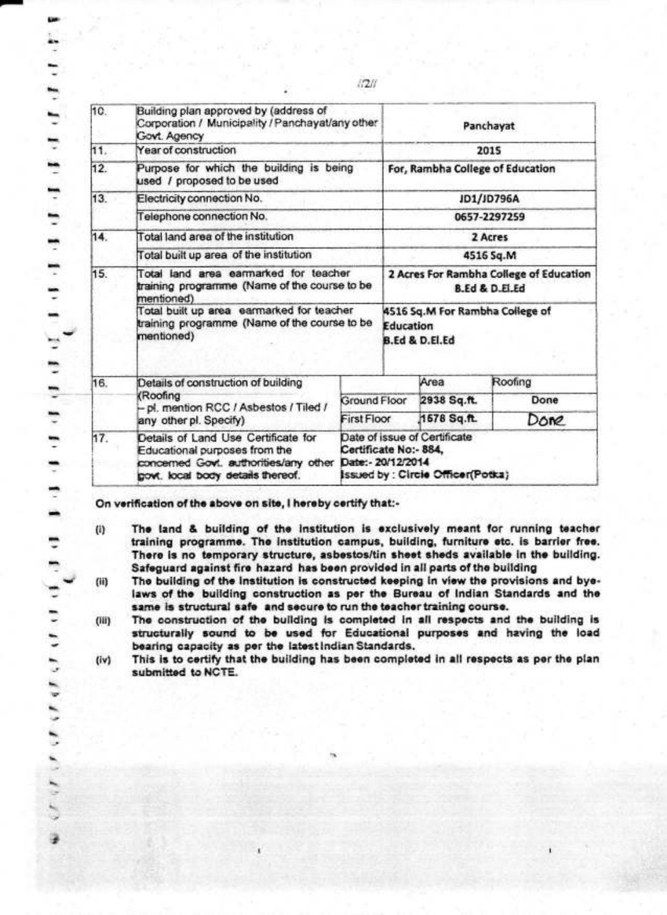| 10. | Building plan approved by (address of Corporation / Municipality / Panchayat/any other Govt. Agency | | Panchayat | |
|---|---|---|---|---|
| 11. | Year of construction | | 2015 | |
| 12. | Purpose for which the building is being used / proposed to be used | | For, Rambha College of Education | |
| 13. | Electricity connection No. | | JD1/JD796A | |
| | Telephone connection No. | | 0657-2297259 | |
| 14. | Total land area of the institution | | 2 Acres | |
| | Total built up area of the institution | | 4516 Sq.M | |
| 15. | Total land area earmarked for teacher training programme (Name of the course to be mentioned) | | 2 Acres For Rambha College of Education B.Ed & D.El.Ed | |
| | Total built up area earmarked for teacher training programme (Name of the course to be mentioned) | | 4516 Sq.M For Rambha College of Education B.Ed & D.El.Ed | |
| 16. | Details of construction of building (Roofing – pl. mention RCC / Asbestos / Tiled / any other pl. Specify) | | Area | Roofing |
| | | Ground Floor | 2938 Sq.ft. | Done |
| | | First Floor | 1578 Sq.ft. | Done |
| 17. | Details of Land Use Certificate for Educational purposes from the concerned Govt. authorities/any other govt. local body details thereof. | Date of issue of Certificate Certificate No:- 884, Date:- 20/12/2014 Issued by : Circle Officer(Potka) | | |

On verification of the above on site, I hereby certify that:-

(i) The land & building of the institution is exclusively meant for running teacher training programme. The institution campus, building, furniture etc. is barrier free. There is no temporary structure, asbestos/tin sheet sheds available in the building. Safeguard against fire hazard has been provided in all parts of the building

(ii) The building of the institution is constructed keeping in view the provisions and bye-laws of the building construction as per the Bureau of Indian Standards and the same is structural safe and secure to run the teacher training course.

(iii) The construction of the building is completed in all respects and the building is structurally sound to be used for Educational purposes and having the load bearing capacity as per the latest Indian Standards.

(iv) This is to certify that the building has been completed in all respects as per the plan submitted to NCTE.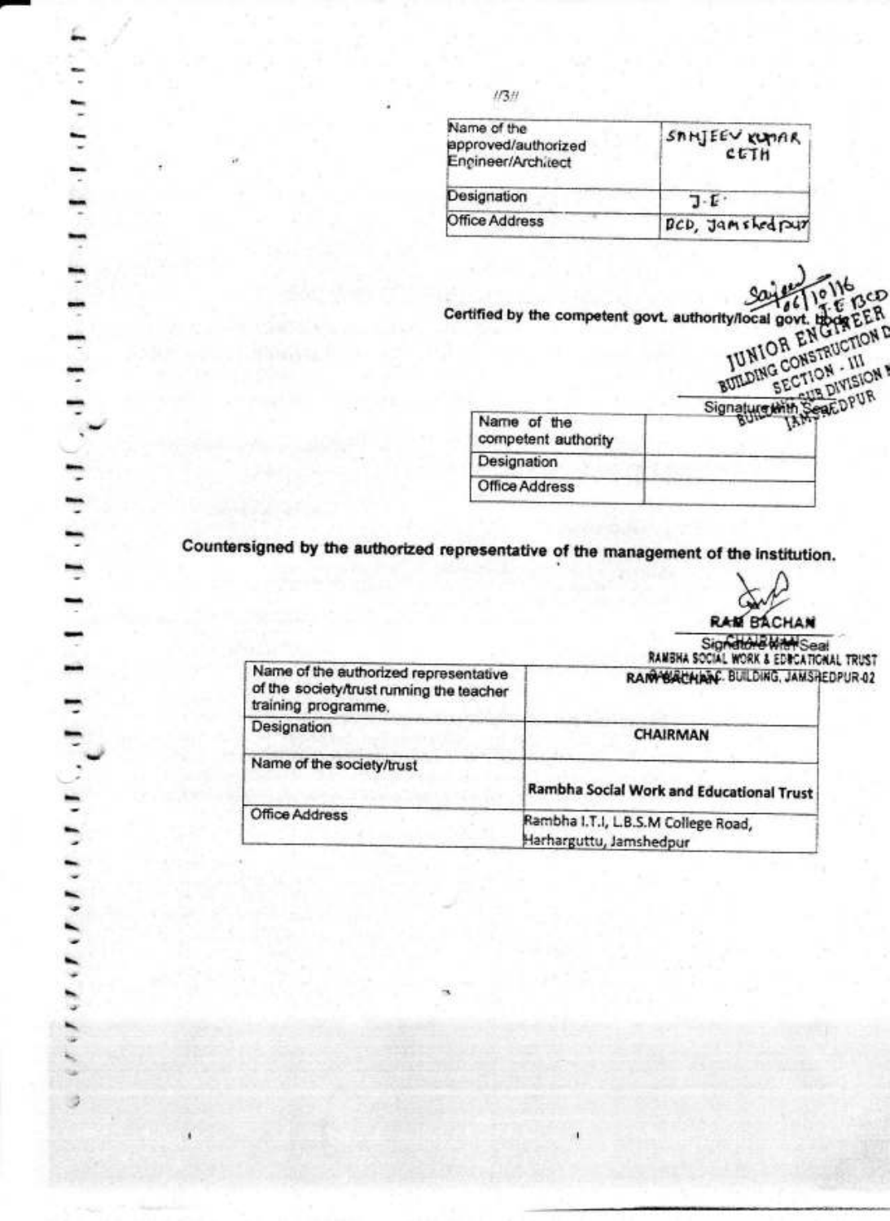//3//

| Name of the approved/authorized Engineer/Architect | SANJEEV KUMAR SETH |
|---|---|
| Designation | J.E. |
| Office Address | BCD, Jamshedpur |

Certified by the competent govt. authority/local govt. body

Sajeev 06/10/16
J.E BCD
JUNIOR ENGINEER
BUILDING CONSTRUCTION D
SECTION - III
BUILDING SUB DIVISION
JAMSHEDPUR

Signature with Seal

| Name of the competent authority | |
|---|---|
| Designation | |
| Office Address | |

Countersigned by the authorized representative of the management of the institution.

RAM BACHAN
CHAIRMAN
RAMBHA SOCIAL WORK & EDUCATIONAL TRUST
BIPIN ASSOC. BUILDING, JAMSHEDPUR-02

Signature with Seal

| Name of the authorized representative of the society/trust running the teacher training programme. | RAM BACHAN |
|---|---|
| Designation | CHAIRMAN |
| Name of the society/trust | Rambha Social Work and Educational Trust |
| Office Address | Rambha I.T.I, L.B.S.M College Road, Harharguttu, Jamshedpur |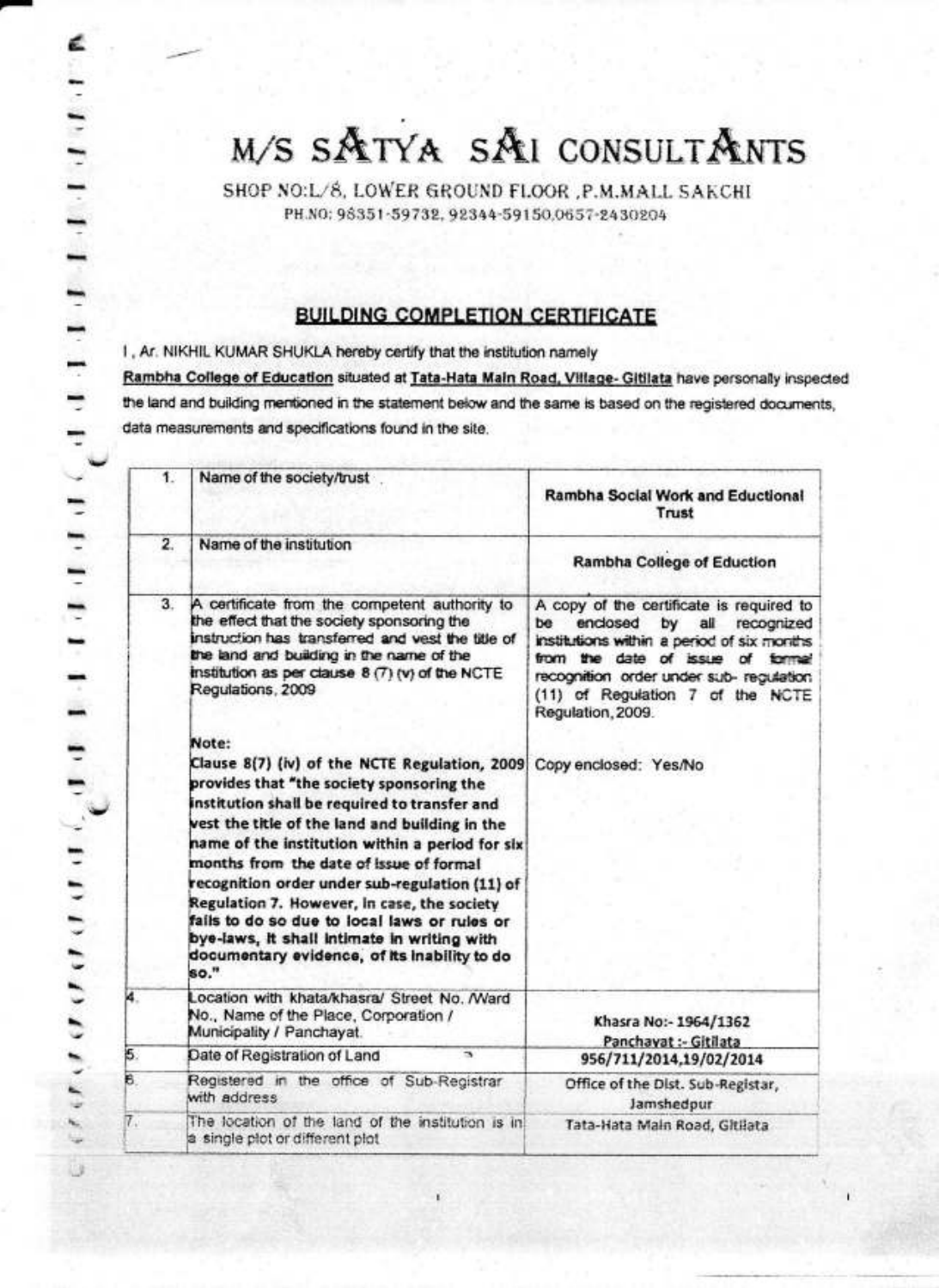# M/S SATYA SAI CONSULTANTS

SHOP NO:L/8, LOWER GROUND FLOOR ,P.M.MALL SAKCHI

PH.NO: 98351-59732, 92344-59150,0657-2430204

## BUILDING COMPLETION CERTIFICATE

I , Ar. NIKHIL KUMAR SHUKLA hereby certify that the institution namely **Rambha College of Education** situated at **Tata-Hata Main Road, Village- Gitilata** have personally inspected the land and building mentioned in the statement below and the same is based on the registered documents, data measurements and specifications found in the site.

| | | |
|---|---|---|
| 1. | Name of the society/trust | Rambha Social Work and Eductional Trust |
| 2. | Name of the institution | Rambha College of Eduction |
| 3. | A certificate from the competent authority to the effect that the society sponsoring the instruction has transferred and vest the title of the land and building in the name of the institution as per clause 8 (7) (v) of the NCTE Regulations, 2009<br><br>Note:<br>**Clause 8(7) (iv) of the NCTE Regulation, 2009 provides that "the society sponsoring the institution shall be required to transfer and vest the title of the land and building in the name of the institution within a period for six months from the date of issue of formal recognition order under sub-regulation (11) of Regulation 7. However, in case, the society fails to do so due to local laws or rules or bye-laws, it shall intimate in writing with documentary evidence, of its inability to do so."** | A copy of the certificate is required to be enclosed by all recognized institutions within a period of six months from the date of issue of formal recognition order under sub- regulation (11) of Regulation 7 of the NCTE Regulation, 2009.<br><br>Copy enclosed: Yes/No |
| 4. | Location with khata/khasra/ Street No. /Ward No., Name of the Place, Corporation / Municipality / Panchayat. | Khasra No:- 1964/1362<br>Panchayat :- Gitilata |
| 5. | Date of Registration of Land | 956/711/2014,19/02/2014 |
| 6. | Registered in the office of Sub-Registrar with address | Office of the Dist. Sub-Registar, Jamshedpur |
| 7. | The location of the land of the institution is in a single plot or different plot | Tata-Hata Main Road, Gitilata |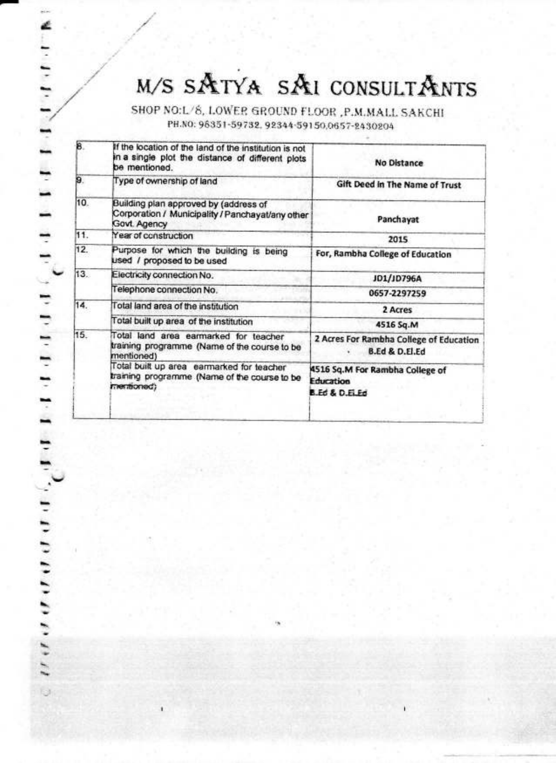# M/S SATYA SAI CONSULTANTS

SHOP NO:L/8, LOWER GROUND FLOOR ,P.M.MALL SAKCHI

PH.NO: 98351-59732, 92344-59150,0657-2430204

| | | |
|---|---|---|
| 8. | If the location of the land of the institution is not in a single plot the distance of different plots be mentioned. | **No Distance** |
| 9. | Type of ownership of land | **Gift Deed in The Name of Trust** |
| 10. | Building plan approved by (address of Corporation / Municipality / Panchayat/any other Govt. Agency | **Panchayat** |
| 11. | Year of construction | **2015** |
| 12. | Purpose for which the building is being used / proposed to be used | **For, Rambha College of Education** |
| 13. | Electricity connection No. | **JD1/JD796A** |
| | Telephone connection No. | **0657-2297259** |
| 14. | Total land area of the institution | **2 Acres** |
| | Total built up area of the institution | **4516 Sq.M** |
| 15. | Total land area earmarked for teacher training programme (Name of the course to be mentioned) | **2 Acres For Rambha College of Education B.Ed & D.El.Ed** |
| | Total built up area earmarked for teacher training programme (Name of the course to be mentioned) | **4516 Sq.M For Rambha College of Education B.Ed & D.El.Ed** |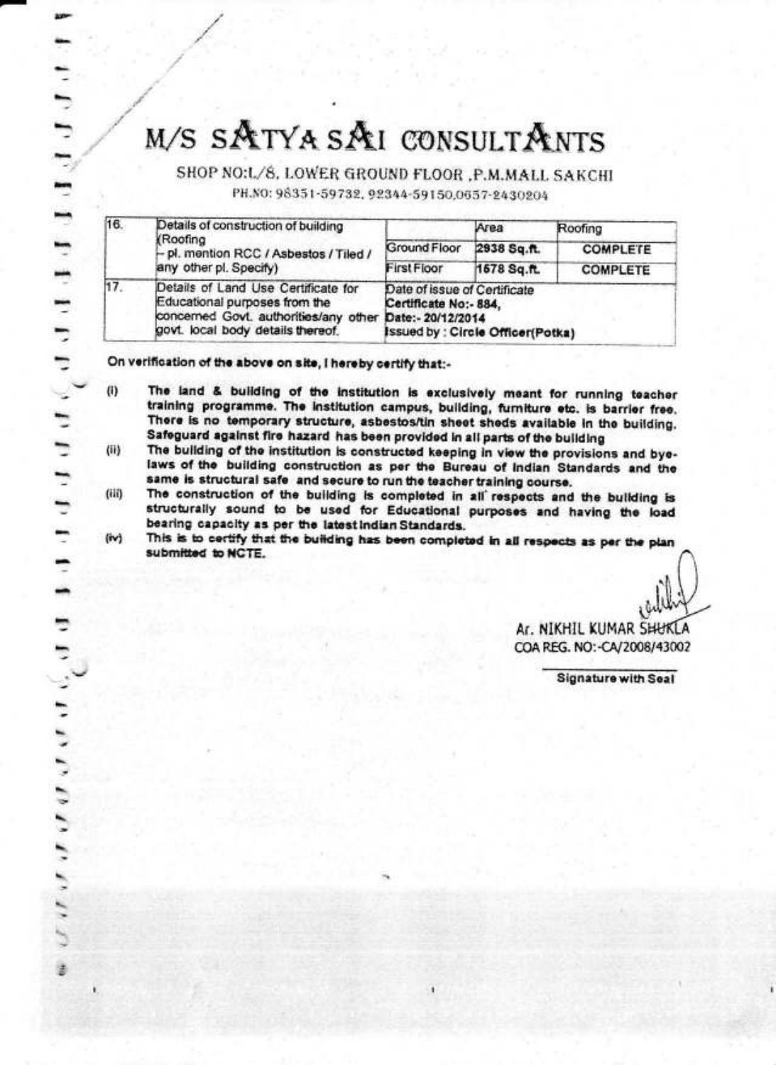# M/S SATYA SAI CONSULTANTS

SHOP NO:L/8, LOWER GROUND FLOOR ,P.M.MALL SAKCHI

PH.NO: 98351-59732, 92344-59150,0657-2430204

| 16. | Details of construction of building (Roofing – pl. mention RCC / Asbestos / Tiled / any other pl. Specify) | | Area | Roofing |
|---|---|---|---|---|
| | | Ground Floor | 2938 Sq.ft. | COMPLETE |
| | | First Floor | 1578 Sq.ft. | COMPLETE |
| 17. | Details of Land Use Certificate for Educational purposes from the concerned Govt. authorities/any other govt. local body details thereof. | Date of issue of Certificate<br>Certificate No:- 884,<br>Date:- 20/12/2014<br>Issued by : Circle Officer(Potka) | | |

**On verification of the above on site, I hereby certify that:-**

(i) The land & building of the institution is exclusively meant for running teacher training programme. The institution campus, building, furniture etc. is barrier free. There is no temporary structure, asbestos/tin sheet sheds available in the building. Safeguard against fire hazard has been provided in all parts of the building

(ii) The building of the institution is constructed keeping in view the provisions and bye-laws of the building construction as per the Bureau of Indian Standards and the same is structural safe and secure to run the teacher training course.

(iii) The construction of the building is completed in all respects and the building is structurally sound to be used for Educational purposes and having the load bearing capacity as per the latest Indian Standards.

(iv) This is to certify that the building has been completed in all respects as per the plan submitted to NCTE.

Ar. NIKHIL KUMAR SHUKLA
COA REG. NO:-CA/2008/43002

Signature with Seal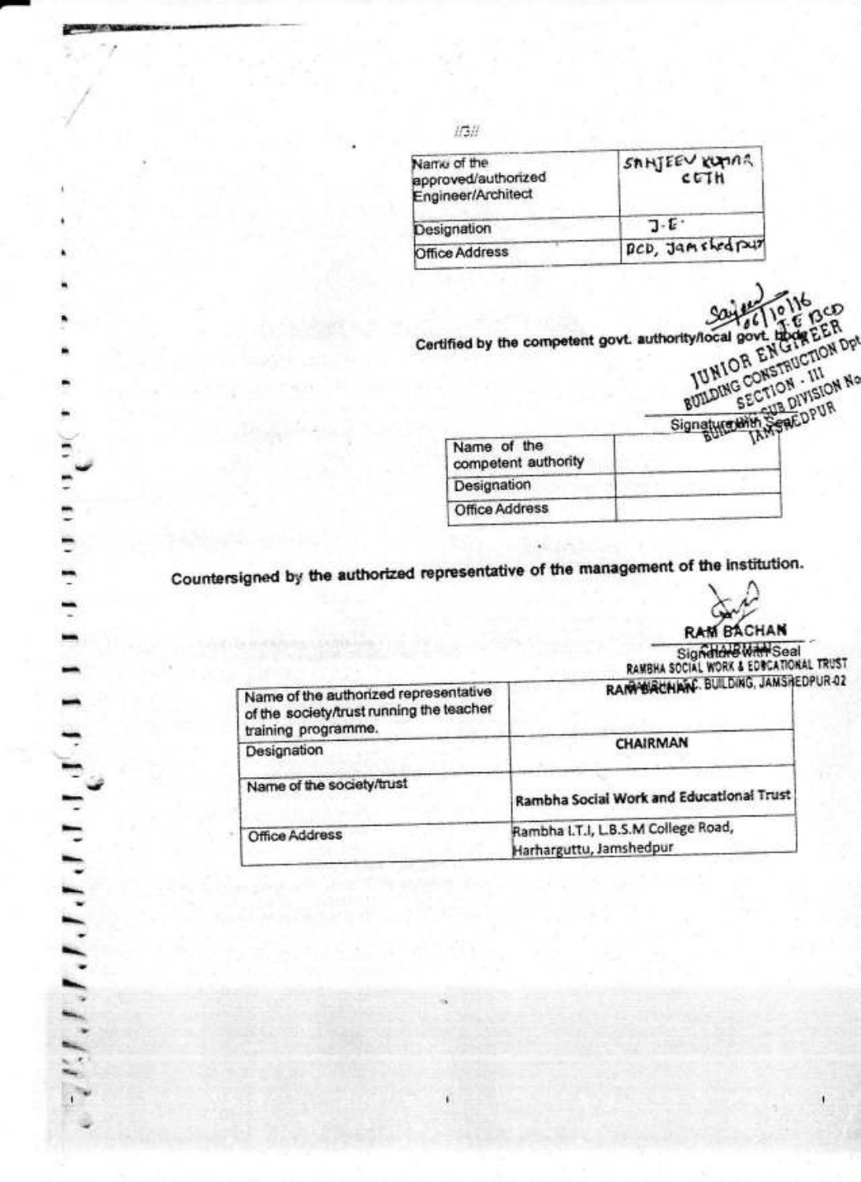//3//

| | |
|---|---|
| Name of the approved/authorized Engineer/Architect | SANJEEV KUMAR CETH |
| Designation | J.E. |
| Office Address | BCD, Jamshedpur |

Certified by the competent govt. authority/local govt. body

Signature with Seal

JUNIOR ENGINEER
BUILDING CONSTRUCTION Dpt.
SECTION - III
BUILDING SUB DIVISION No
JAMSHEDPUR

| | |
|---|---|
| Name of the competent authority | |
| Designation | |
| Office Address | |

Countersigned by the authorized representative of the management of the institution.

RAM BACHAN
CHAIRMAN
RAMBHA SOCIAL WORK & EDUCATIONAL TRUST
RAMBHA I.T.C. BUILDING, JAMSHEDPUR-02

Signature with Seal

| | |
|---|---|
| Name of the authorized representative of the society/trust running the teacher training programme. | RAM BACHAN |
| Designation | CHAIRMAN |
| Name of the society/trust | Rambha Social Work and Educational Trust |
| Office Address | Rambha I.T.I, L.B.S.M College Road, Harharguttu, Jamshedpur |